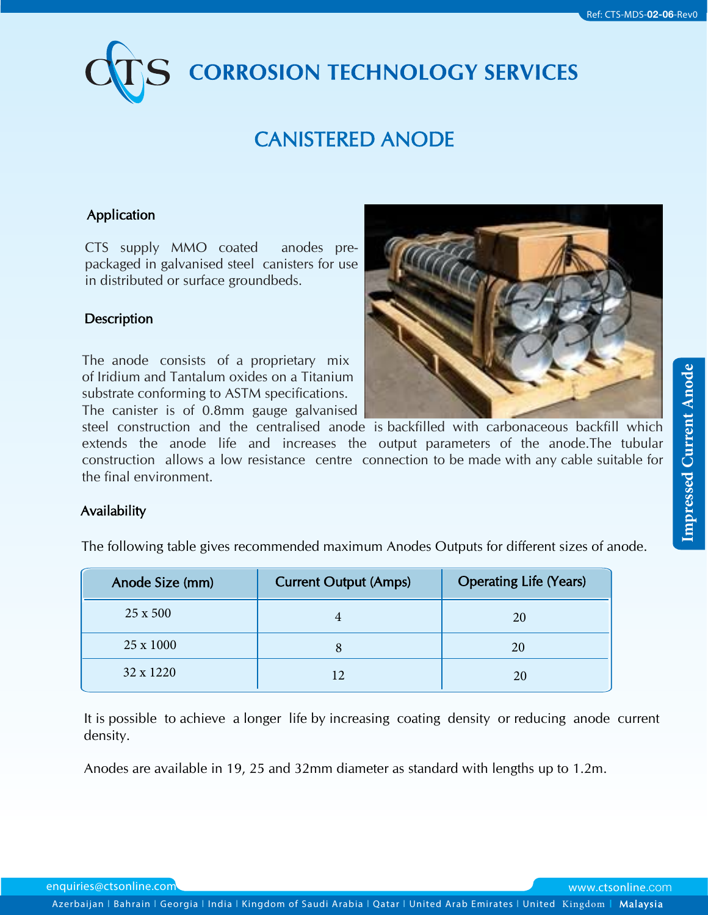# CORROSION TECHNOLOGY SERVICES

## CANISTERED ANODE

### Application

CTS supply MMO coated anodes pre-packaged in galvanised steel canisters for use in distributed or surface groundbeds.

### Description

The anode consists of a proprietary mix of Iridium and Tantalum oxides on a Titanium substrate conforming to ASTM specifications. The canister is of 0.8mm gauge galvanised steel construction and the centralised anode is backfilled with carbonaceous backfill which extends the anode life and increases the output parameters of the anode.The tubular construction allows a low resistance centre connection to be made with any cable suitable for the final environment.

### Availability

The following table gives recommended maximum Anodes Outputs for different sizes of anode.

| Anode Size (mm) | Current Output (Amps) | Operating Life (Years) |
|---|---|---|
| 25 x 500 | 4 | 20 |
| 25 x 1000 | 8 | 20 |
| 32 x 1220 | 12 | 20 |

It is possible to achieve a longer life by increasing coating density or reducing anode current density.

Anodes are available in 19, 25 and 32mm diameter as standard with lengths up to 1.2m.

enquiries@ctsonline.com

www.ctsonline.com

Azerbaijan | Bahrain | Georgia | India | Kingdom of Saudi Arabia | Qatar | United Arab Emirates | United Kingdom | Malaysia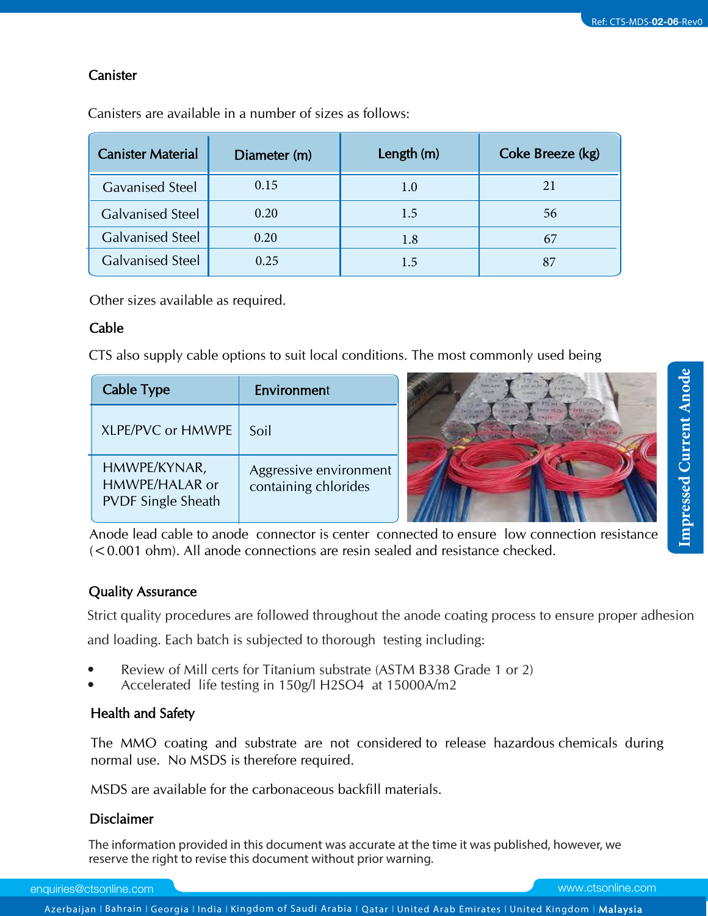## Canister

Canisters are available in a number of sizes as follows:

| Canister Material | Diameter (m) | Length (m) | Coke Breeze (kg) |
|---|---|---|---|
| Gavanised Steel | 0.15 | 1.0 | 21 |
| Galvanised Steel | 0.20 | 1.5 | 56 |
| Galvanised Steel | 0.20 | 1.8 | 67 |
| Galvanised Steel | 0.25 | 1.5 | 87 |

Other sizes available as required.

## Cable

CTS also supply cable options to suit local conditions. The most commonly used being

| Cable Type | Environment |
|---|---|
| XLPE/PVC or HMWPE | Soil |
| HMWPE/KYNAR, HMWPE/HALAR or PVDF Single Sheath | Aggressive environment containing chlorides |

Anode lead cable to anode connector is center connected to ensure low connection resistance (<0.001 ohm). All anode connections are resin sealed and resistance checked.

## Quality Assurance

Strict quality procedures are followed throughout the anode coating process to ensure proper adhesion and loading. Each batch is subjected to thorough testing including:

- Review of Mill certs for Titanium substrate (ASTM B338 Grade 1 or 2)
- Accelerated life testing in 150g/l $H_2SO_4$ at 15000A/m2

## Health and Safety

The MMO coating and substrate are not considered to release hazardous chemicals during normal use. No MSDS is therefore required.

MSDS are available for the carbonaceous backfill materials.

## Disclaimer

The information provided in this document was accurate at the time it was published, however, we reserve the right to revise this document without prior warning.